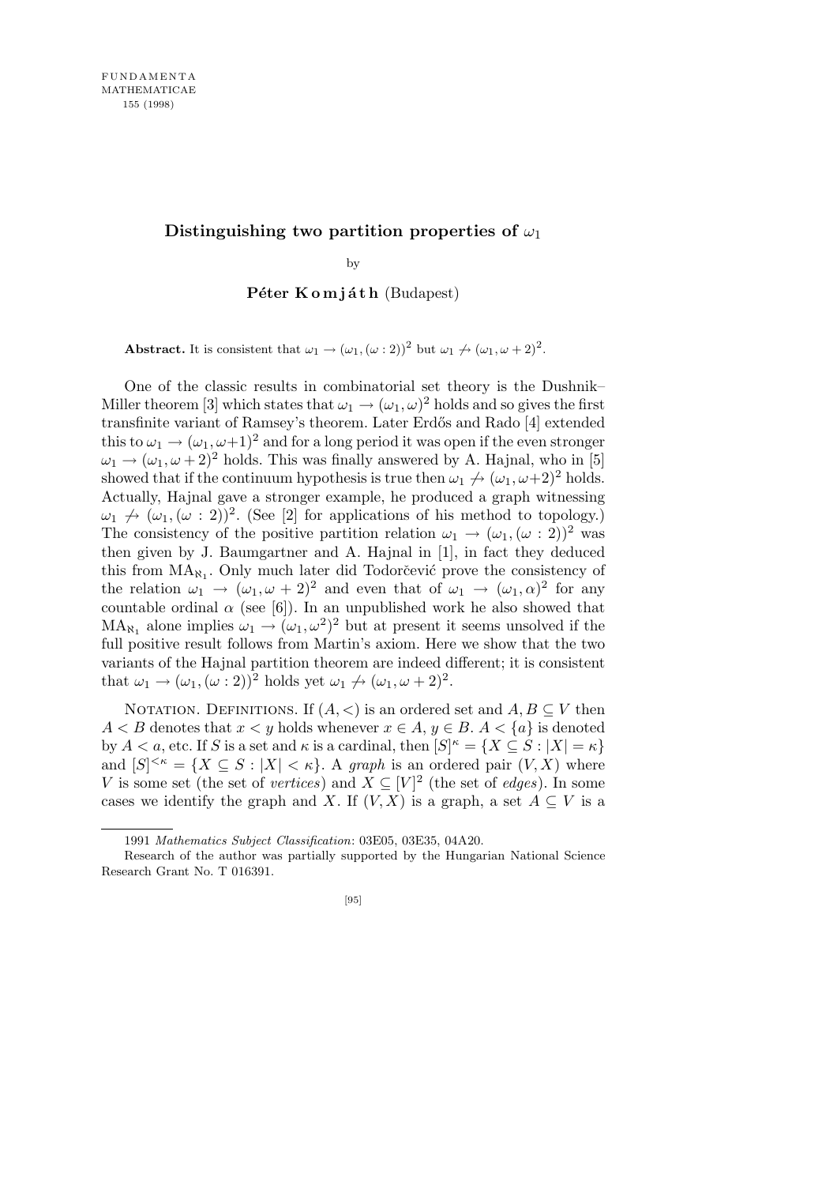# Distinguishing two partition properties of $\omega_1$

by

**Péter Komjáth** (Budapest)

**Abstract.** It is consistent that $\omega_1 \to (\omega_1, (\omega : 2))^2$ but $\omega_1 \not\to (\omega_1, \omega + 2)^2$.

One of the classic results in combinatorial set theory is the Dushnik–Miller theorem [3] which states that $\omega_1 \to (\omega_1, \omega)^2$ holds and so gives the first transfinite variant of Ramsey's theorem. Later Erdős and Rado [4] extended this to $\omega_1 \to (\omega_1, \omega+1)^2$ and for a long period it was open if the even stronger $\omega_1 \to (\omega_1, \omega + 2)^2$ holds. This was finally answered by A. Hajnal, who in [5] showed that if the continuum hypothesis is true then $\omega_1 \not\to (\omega_1, \omega+2)^2$ holds. Actually, Hajnal gave a stronger example, he produced a graph witnessing $\omega_1 \not\to (\omega_1, (\omega : 2))^2$. (See [2] for applications of his method to topology.) The consistency of the positive partition relation $\omega_1 \to (\omega_1, (\omega : 2))^2$ was then given by J. Baumgartner and A. Hajnal in [1], in fact they deduced this from $\mathrm{MA}_{\aleph_1}$. Only much later did Todorčević prove the consistency of the relation $\omega_1 \to (\omega_1, \omega + 2)^2$ and even that of $\omega_1 \to (\omega_1, \alpha)^2$ for any countable ordinal $\alpha$ (see [6]). In an unpublished work he also showed that $\mathrm{MA}_{\aleph_1}$ alone implies $\omega_1 \to (\omega_1, \omega^2)^2$ but at present it seems unsolved if the full positive result follows from Martin's axiom. Here we show that the two variants of the Hajnal partition theorem are indeed different; it is consistent that $\omega_1 \to (\omega_1, (\omega : 2))^2$ holds yet $\omega_1 \not\to (\omega_1, \omega + 2)^2$.

Notation. Definitions. If $(A, <)$ is an ordered set and $A, B \subseteq V$ then $A < B$ denotes that $x < y$ holds whenever $x \in A$, $y \in B$. $A < \{a\}$ is denoted by $A < a$, etc. If $S$ is a set and $\kappa$ is a cardinal, then $[S]^\kappa = \{X \subseteq S : |X| = \kappa\}$ and $[S]^{<\kappa} = \{X \subseteq S : |X| < \kappa\}$. A *graph* is an ordered pair $(V, X)$ where $V$ is some set (the set of *vertices*) and $X \subseteq [V]^2$ (the set of *edges*). In some cases we identify the graph and $X$. If $(V, X)$ is a graph, a set $A \subseteq V$ is a

---

1991 *Mathematics Subject Classification*: 03E05, 03E35, 04A20.

Research of the author was partially supported by the Hungarian National Science Research Grant No. T 016391.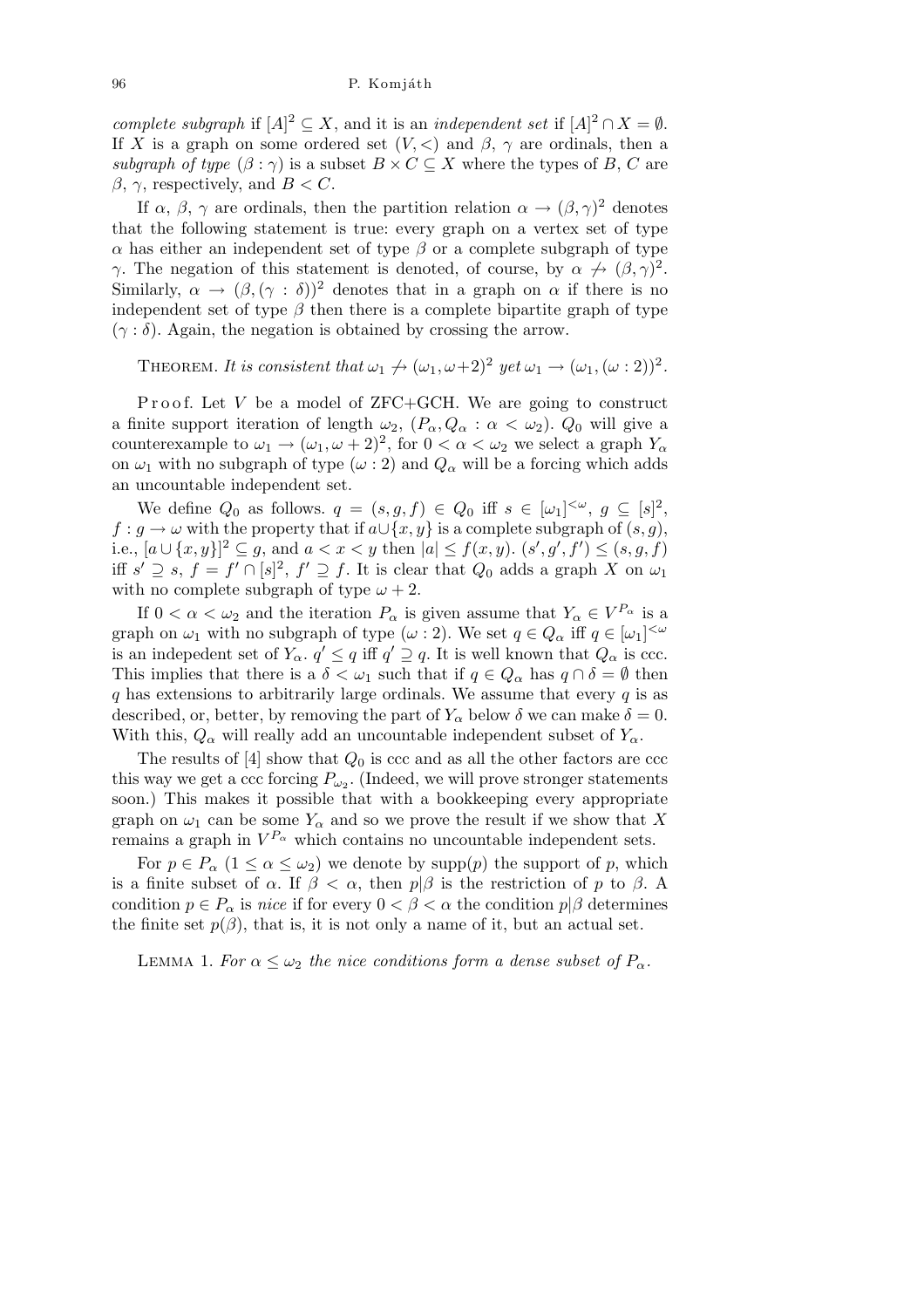*complete subgraph* if $[A]^2 \subseteq X$, and it is an *independent set* if $[A]^2 \cap X = \emptyset$. If $X$ is a graph on some ordered set $(V, <)$ and $\beta$, $\gamma$ are ordinals, then a *subgraph of type* $(\beta : \gamma)$ is a subset $B \times C \subseteq X$ where the types of $B$, $C$ are $\beta$, $\gamma$, respectively, and $B < C$.

If $\alpha$, $\beta$, $\gamma$ are ordinals, then the partition relation $\alpha \to (\beta, \gamma)^2$ denotes that the following statement is true: every graph on a vertex set of type $\alpha$ has either an independent set of type $\beta$ or a complete subgraph of type $\gamma$. The negation of this statement is denoted, of course, by $\alpha \not\to (\beta, \gamma)^2$. Similarly, $\alpha \to (\beta, (\gamma : \delta))^2$ denotes that in a graph on $\alpha$ if there is no independent set of type $\beta$ then there is a complete bipartite graph of type $(\gamma : \delta)$. Again, the negation is obtained by crossing the arrow.

THEOREM. *It is consistent that* $\omega_1 \not\to (\omega_1, \omega+2)^2$ *yet* $\omega_1 \to (\omega_1, (\omega : 2))^2$.

Proof. Let $V$ be a model of ZFC+GCH. We are going to construct a finite support iteration of length $\omega_2$, $(P_\alpha, Q_\alpha : \alpha < \omega_2)$. $Q_0$ will give a counterexample to $\omega_1 \to (\omega_1, \omega+2)^2$, for $0 < \alpha < \omega_2$ we select a graph $Y_\alpha$ on $\omega_1$ with no subgraph of type $(\omega : 2)$ and $Q_\alpha$ will be a forcing which adds an uncountable independent set.

We define $Q_0$ as follows. $q = (s, g, f) \in Q_0$ iff $s \in [\omega_1]^{<\omega}$, $g \subseteq [s]^2$, $f : g \to \omega$ with the property that if $a \cup \{x, y\}$ is a complete subgraph of $(s, g)$, i.e., $[a \cup \{x, y\}]^2 \subseteq g$, and $a < x < y$ then $|a| \le f(x, y)$. $(s', g', f') \le (s, g, f)$ iff $s' \supseteq s$, $f = f' \cap [s]^2$, $f' \supseteq f$. It is clear that $Q_0$ adds a graph $X$ on $\omega_1$ with no complete subgraph of type $\omega + 2$.

If $0 < \alpha < \omega_2$ and the iteration $P_\alpha$ is given assume that $Y_\alpha \in V^{P_\alpha}$ is a graph on $\omega_1$ with no subgraph of type $(\omega : 2)$. We set $q \in Q_\alpha$ iff $q \in [\omega_1]^{<\omega}$ is an indepedent set of $Y_\alpha$. $q' \le q$ iff $q' \supseteq q$. It is well known that $Q_\alpha$ is ccc. This implies that there is a $\delta < \omega_1$ such that if $q \in Q_\alpha$ has $q \cap \delta = \emptyset$ then $q$ has extensions to arbitrarily large ordinals. We assume that every $q$ is as described, or, better, by removing the part of $Y_\alpha$ below $\delta$ we can make $\delta = 0$. With this, $Q_\alpha$ will really add an uncountable independent subset of $Y_\alpha$.

The results of [4] show that $Q_0$ is ccc and as all the other factors are ccc this way we get a ccc forcing $P_{\omega_2}$. (Indeed, we will prove stronger statements soon.) This makes it possible that with a bookkeeping every appropriate graph on $\omega_1$ can be some $Y_\alpha$ and so we prove the result if we show that $X$ remains a graph in $V^{P_\alpha}$ which contains no uncountable independent sets.

For $p \in P_\alpha$ ($1 \le \alpha \le \omega_2$) we denote by $\mathrm{supp}(p)$ the support of $p$, which is a finite subset of $\alpha$. If $\beta < \alpha$, then $p|\beta$ is the restriction of $p$ to $\beta$. A condition $p \in P_\alpha$ is *nice* if for every $0 < \beta < \alpha$ the condition $p|\beta$ determines the finite set $p(\beta)$, that is, it is not only a name of it, but an actual set.

LEMMA 1. *For* $\alpha \le \omega_2$ *the nice conditions form a dense subset of* $P_\alpha$.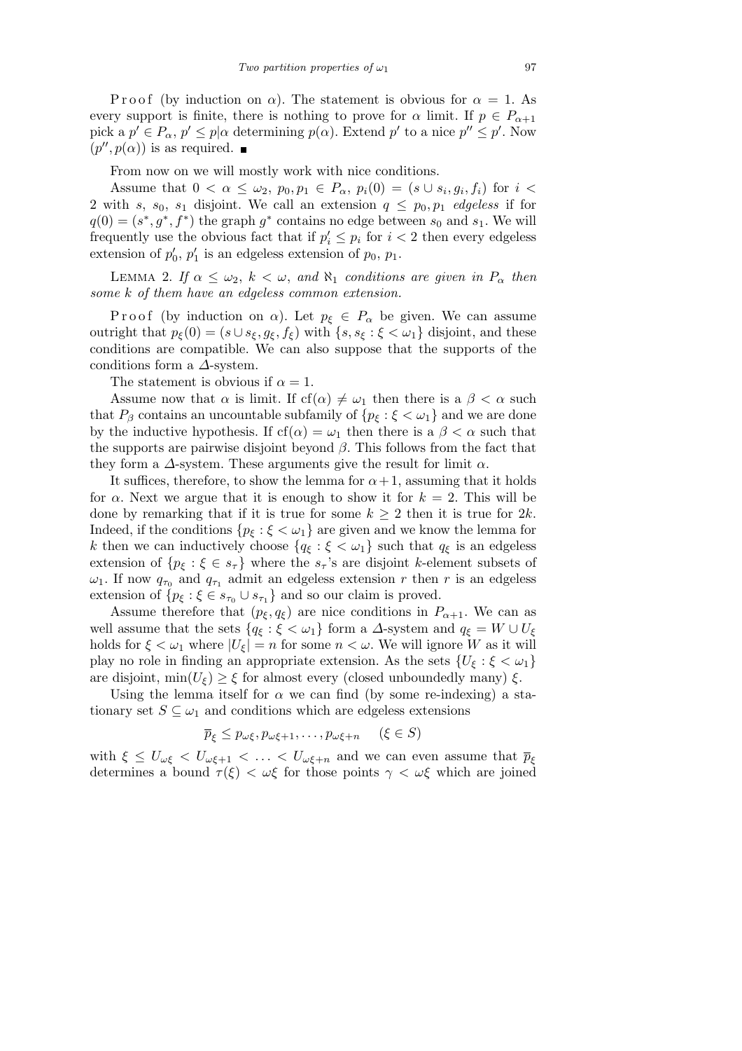P r o o f (by induction on $\alpha$). The statement is obvious for $\alpha = 1$. As every support is finite, there is nothing to prove for $\alpha$ limit. If $p \in P_{\alpha+1}$ pick a $p' \in P_\alpha$, $p' \le p|\alpha$ determining $p(\alpha)$. Extend $p'$ to a nice $p'' \le p'$. Now $(p'', p(\alpha))$ is as required. ∎

From now on we will mostly work with nice conditions.

Assume that $0 < \alpha \le \omega_2$, $p_0, p_1 \in P_\alpha$, $p_i(0) = (s \cup s_i, g_i, f_i)$ for $i < 2$ with $s$, $s_0$, $s_1$ disjoint. We call an extension $q \le p_0, p_1$ *edgeless* if for $q(0) = (s^*, g^*, f^*)$ the graph $g^*$ contains no edge between $s_0$ and $s_1$. We will frequently use the obvious fact that if $p_i' \le p_i$ for $i < 2$ then every edgeless extension of $p_0'$, $p_1'$ is an edgeless extension of $p_0$, $p_1$.

LEMMA 2. *If $\alpha \le \omega_2$, $k < \omega$, and $\aleph_1$ conditions are given in $P_\alpha$ then some $k$ of them have an edgeless common extension.*

P r o o f (by induction on $\alpha$). Let $p_\xi \in P_\alpha$ be given. We can assume outright that $p_\xi(0) = (s \cup s_\xi, g_\xi, f_\xi)$ with $\{s, s_\xi : \xi < \omega_1\}$ disjoint, and these conditions are compatible. We can also suppose that the supports of the conditions form a $\Delta$-system.

The statement is obvious if $\alpha = 1$.

Assume now that $\alpha$ is limit. If $\mathrm{cf}(\alpha) \ne \omega_1$ then there is a $\beta < \alpha$ such that $P_\beta$ contains an uncountable subfamily of $\{p_\xi : \xi < \omega_1\}$ and we are done by the inductive hypothesis. If $\mathrm{cf}(\alpha) = \omega_1$ then there is a $\beta < \alpha$ such that the supports are pairwise disjoint beyond $\beta$. This follows from the fact that they form a $\Delta$-system. These arguments give the result for limit $\alpha$.

It suffices, therefore, to show the lemma for $\alpha+1$, assuming that it holds for $\alpha$. Next we argue that it is enough to show it for $k = 2$. This will be done by remarking that if it is true for some $k \ge 2$ then it is true for $2k$. Indeed, if the conditions $\{p_\xi : \xi < \omega_1\}$ are given and we know the lemma for $k$ then we can inductively choose $\{q_\xi : \xi < \omega_1\}$ such that $q_\xi$ is an edgeless extension of $\{p_\xi : \xi \in s_\tau\}$ where the $s_\tau$'s are disjoint $k$-element subsets of $\omega_1$. If now $q_{\tau_0}$ and $q_{\tau_1}$ admit an edgeless extension $r$ then $r$ is an edgeless extension of $\{p_\xi : \xi \in s_{\tau_0} \cup s_{\tau_1}\}$ and so our claim is proved.

Assume therefore that $(p_\xi, q_\xi)$ are nice conditions in $P_{\alpha+1}$. We can as well assume that the sets $\{q_\xi : \xi < \omega_1\}$ form a $\Delta$-system and $q_\xi = W \cup U_\xi$ holds for $\xi < \omega_1$ where $|U_\xi| = n$ for some $n < \omega$. We will ignore $W$ as it will play no role in finding an appropriate extension. As the sets $\{U_\xi : \xi < \omega_1\}$ are disjoint, $\min(U_\xi) \ge \xi$ for almost every (closed unboundedly many) $\xi$.

Using the lemma itself for $\alpha$ we can find (by some re-indexing) a stationary set $S \subseteq \omega_1$ and conditions which are edgeless extensions

$$\overline{p}_\xi \le p_{\omega\xi}, p_{\omega\xi+1}, \ldots, p_{\omega\xi+n} \quad (\xi \in S)$$

with $\xi \le U_{\omega\xi} < U_{\omega\xi+1} < \ldots < U_{\omega\xi+n}$ and we can even assume that $\overline{p}_\xi$ determines a bound $\tau(\xi) < \omega\xi$ for those points $\gamma < \omega\xi$ which are joined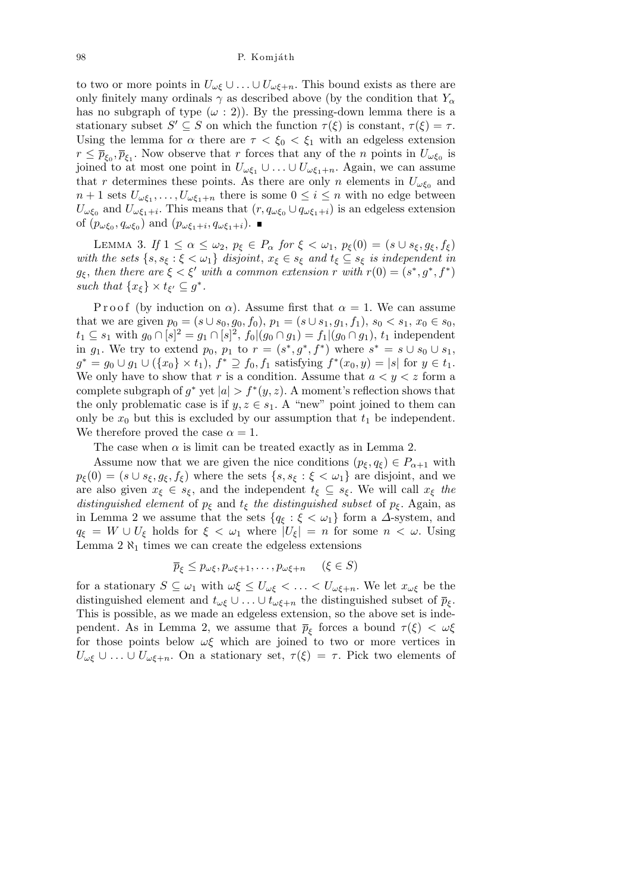to two or more points in $U_{\omega\xi} \cup \ldots \cup U_{\omega\xi+n}$. This bound exists as there are only finitely many ordinals $\gamma$ as described above (by the condition that $Y_\alpha$ has no subgraph of type $(\omega : 2)$). By the pressing-down lemma there is a stationary subset $S' \subseteq S$ on which the function $\tau(\xi)$ is constant, $\tau(\xi) = \tau$. Using the lemma for $\alpha$ there are $\tau < \xi_0 < \xi_1$ with an edgeless extension $r \leq \overline{p}_{\xi_0}, \overline{p}_{\xi_1}$. Now observe that $r$ forces that any of the $n$ points in $U_{\omega\xi_0}$ is joined to at most one point in $U_{\omega\xi_1} \cup \ldots \cup U_{\omega\xi_1+n}$. Again, we can assume that $r$ determines these points. As there are only $n$ elements in $U_{\omega\xi_0}$ and $n+1$ sets $U_{\omega\xi_1}, \ldots, U_{\omega\xi_1+n}$ there is some $0 \leq i \leq n$ with no edge between $U_{\omega\xi_0}$ and $U_{\omega\xi_1+i}$. This means that $(r, q_{\omega\xi_0} \cup q_{\omega\xi_1+i})$ is an edgeless extension of $(p_{\omega\xi_0}, q_{\omega\xi_0})$ and $(p_{\omega\xi_1+i}, q_{\omega\xi_1+i})$. ∎

Lemma 3. *If $1 \leq \alpha \leq \omega_2$, $p_\xi \in P_\alpha$ for $\xi < \omega_1$, $p_\xi(0) = (s \cup s_\xi, g_\xi, f_\xi)$ with the sets $\{s, s_\xi : \xi < \omega_1\}$ disjoint, $x_\xi \in s_\xi$ and $t_\xi \subseteq s_\xi$ is independent in $g_\xi$, then there are $\xi < \xi'$ with a common extension $r$ with $r(0) = (s^*, g^*, f^*)$ such that $\{x_\xi\} \times t_{\xi'} \subseteq g^*$.*

Proof (by induction on $\alpha$). Assume first that $\alpha = 1$. We can assume that we are given $p_0 = (s \cup s_0, g_0, f_0)$, $p_1 = (s \cup s_1, g_1, f_1)$, $s_0 < s_1$, $x_0 \in s_0$, $t_1 \subseteq s_1$ with $g_0 \cap [s]^2 = g_1 \cap [s]^2$, $f_0|(g_0 \cap g_1) = f_1|(g_0 \cap g_1)$, $t_1$ independent in $g_1$. We try to extend $p_0$, $p_1$ to $r = (s^*, g^*, f^*)$ where $s^* = s \cup s_0 \cup s_1$, $g^* = g_0 \cup g_1 \cup (\{x_0\} \times t_1)$, $f^* \supseteq f_0, f_1$ satisfying $f^*(x_0, y) = |s|$ for $y \in t_1$. We only have to show that $r$ is a condition. Assume that $a < y < z$ form a complete subgraph of $g^*$ yet $|a| > f^*(y, z)$. A moment's reflection shows that the only problematic case is if $y, z \in s_1$. A "new" point joined to them can only be $x_0$ but this is excluded by our assumption that $t_1$ be independent. We therefore proved the case $\alpha = 1$.

The case when $\alpha$ is limit can be treated exactly as in Lemma 2.

Assume now that we are given the nice conditions $(p_\xi, q_\xi) \in P_{\alpha+1}$ with $p_\xi(0) = (s \cup s_\xi, g_\xi, f_\xi)$ where the sets $\{s, s_\xi : \xi < \omega_1\}$ are disjoint, and we are also given $x_\xi \in s_\xi$, and the independent $t_\xi \subseteq s_\xi$. We will call $x_\xi$ *the distinguished element* of $p_\xi$ and $t_\xi$ *the distinguished subset* of $p_\xi$. Again, as in Lemma 2 we assume that the sets $\{q_\xi : \xi < \omega_1\}$ form a $\Delta$-system, and $q_\xi = W \cup U_\xi$ holds for $\xi < \omega_1$ where $|U_\xi| = n$ for some $n < \omega$. Using Lemma 2 $\aleph_1$ times we can create the edgeless extensions

$$\overline{p}_\xi \leq p_{\omega\xi}, p_{\omega\xi+1}, \ldots, p_{\omega\xi+n} \quad (\xi \in S)$$

for a stationary $S \subseteq \omega_1$ with $\omega\xi \leq U_{\omega\xi} < \ldots < U_{\omega\xi+n}$. We let $x_{\omega\xi}$ be the distinguished element and $t_{\omega\xi} \cup \ldots \cup t_{\omega\xi+n}$ the distinguished subset of $\overline{p}_\xi$. This is possible, as we made an edgeless extension, so the above set is independent. As in Lemma 2, we assume that $\overline{p}_\xi$ forces a bound $\tau(\xi) < \omega\xi$ for those points below $\omega\xi$ which are joined to two or more vertices in $U_{\omega\xi} \cup \ldots \cup U_{\omega\xi+n}$. On a stationary set, $\tau(\xi) = \tau$. Pick two elements of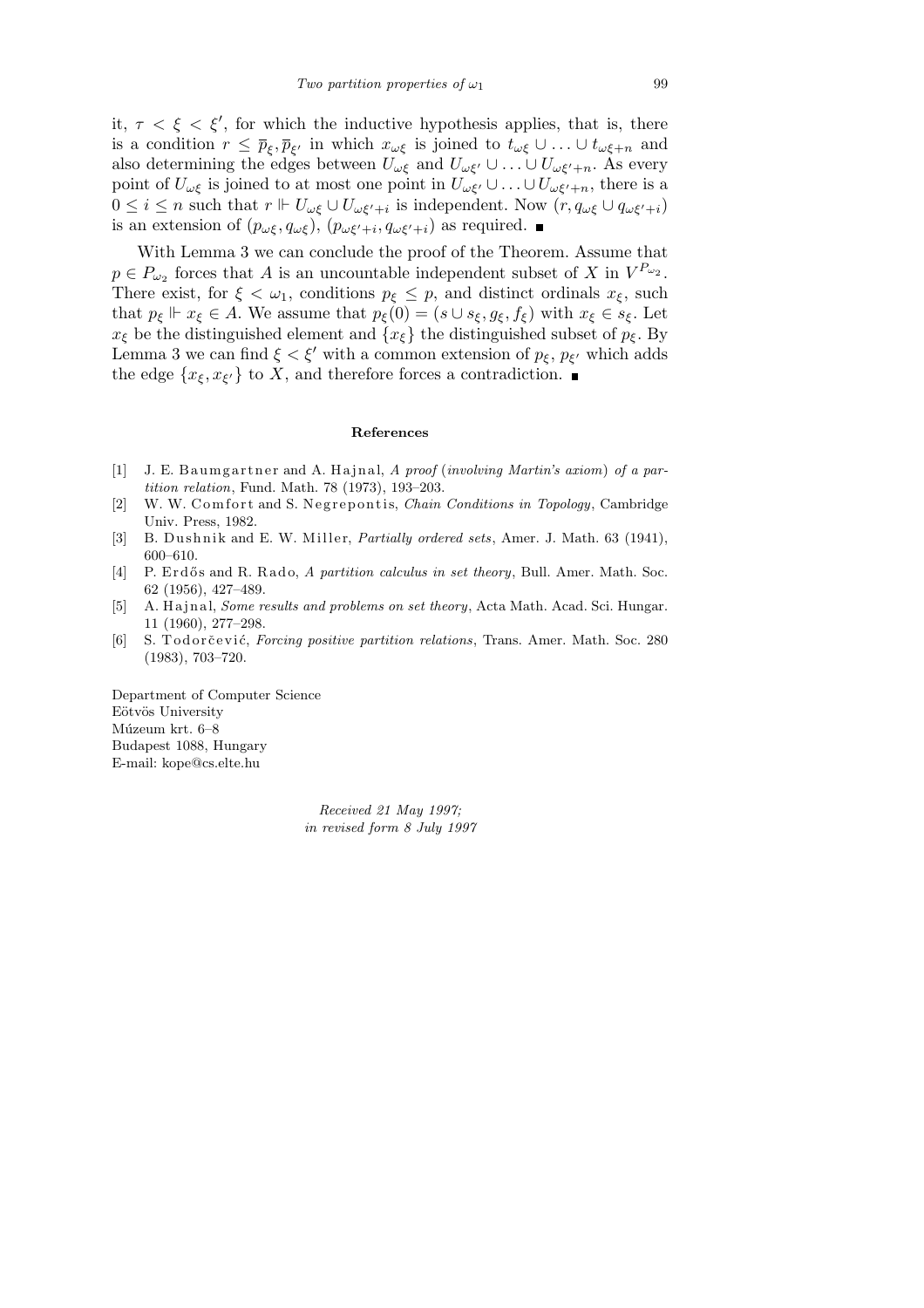it, $\tau < \xi < \xi'$, for which the inductive hypothesis applies, that is, there is a condition $r \le \overline{p}_\xi, \overline{p}_{\xi'}$ in which $x_{\omega\xi}$ is joined to $t_{\omega\xi} \cup \ldots \cup t_{\omega\xi+n}$ and also determining the edges between $U_{\omega\xi}$ and $U_{\omega\xi'} \cup \ldots \cup U_{\omega\xi'+n}$. As every point of $U_{\omega\xi}$ is joined to at most one point in $U_{\omega\xi'} \cup \ldots \cup U_{\omega\xi'+n}$, there is a $0 \le i \le n$ such that $r \Vdash U_{\omega\xi} \cup U_{\omega\xi'+i}$ is independent. Now $(r, q_{\omega\xi} \cup q_{\omega\xi'+i})$ is an extension of $(p_{\omega\xi}, q_{\omega\xi})$, $(p_{\omega\xi'+i}, q_{\omega\xi'+i})$ as required. ∎

With Lemma 3 we can conclude the proof of the Theorem. Assume that $p \in P_{\omega_2}$ forces that $A$ is an uncountable independent subset of $X$ in $V^{P_{\omega_2}}$. There exist, for $\xi < \omega_1$, conditions $p_\xi \le p$, and distinct ordinals $x_\xi$, such that $p_\xi \Vdash x_\xi \in A$. We assume that $p_\xi(0) = (s \cup s_\xi, g_\xi, f_\xi)$ with $x_\xi \in s_\xi$. Let $x_\xi$ be the distinguished element and $\{x_\xi\}$ the distinguished subset of $p_\xi$. By Lemma 3 we can find $\xi < \xi'$ with a common extension of $p_\xi$, $p_{\xi'}$ which adds the edge $\{x_\xi, x_{\xi'}\}$ to $X$, and therefore forces a contradiction. ∎

## References

[1] J. E. Baumgartner and A. Hajnal, *A proof (involving Martin's axiom) of a partition relation*, Fund. Math. 78 (1973), 193–203.

[2] W. W. Comfort and S. Negrepontis, *Chain Conditions in Topology*, Cambridge Univ. Press, 1982.

[3] B. Dushnik and E. W. Miller, *Partially ordered sets*, Amer. J. Math. 63 (1941), 600–610.

[4] P. Erdős and R. Rado, *A partition calculus in set theory*, Bull. Amer. Math. Soc. 62 (1956), 427–489.

[5] A. Hajnal, *Some results and problems on set theory*, Acta Math. Acad. Sci. Hungar. 11 (1960), 277–298.

[6] S. Todorčević, *Forcing positive partition relations*, Trans. Amer. Math. Soc. 280 (1983), 703–720.

Department of Computer Science
Eötvös University
Múzeum krt. 6–8
Budapest 1088, Hungary
E-mail: kope@cs.elte.hu

*Received 21 May 1997;*
*in revised form 8 July 1997*